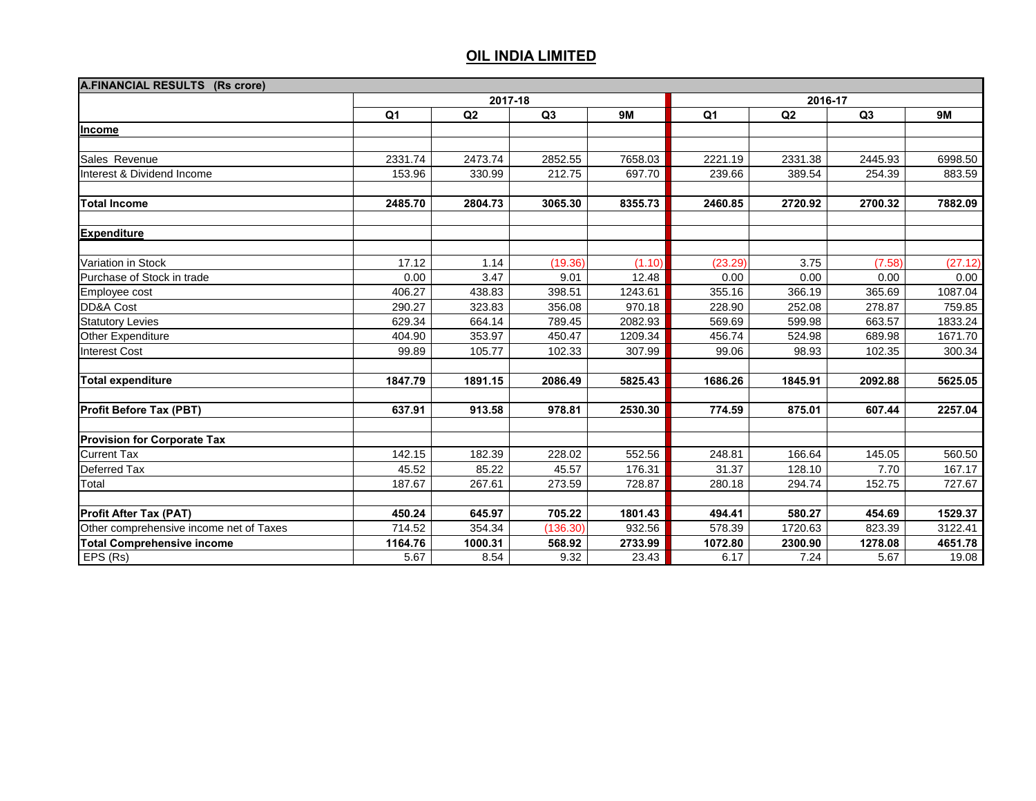## OIL INDIA LIMITED

| A.FINANCIAL RESULTS (Rs crore) | | | | | | | | |
|---|---|---|---|---|---|---|---|---|
| | 2017-18 | | | | 2016-17 | | | |
| | Q1 | Q2 | Q3 | 9M | Q1 | Q2 | Q3 | 9M |
| **Income** | | | | | | | | |
| Sales Revenue | 2331.74 | 2473.74 | 2852.55 | 7658.03 | 2221.19 | 2331.38 | 2445.93 | 6998.50 |
| Interest & Dividend Income | 153.96 | 330.99 | 212.75 | 697.70 | 239.66 | 389.54 | 254.39 | 883.59 |
| **Total Income** | **2485.70** | **2804.73** | **3065.30** | **8355.73** | **2460.85** | **2720.92** | **2700.32** | **7882.09** |
| **Expenditure** | | | | | | | | |
| Variation in Stock | 17.12 | 1.14 | (19.36) | (1.10) | (23.29) | 3.75 | (7.58) | (27.12) |
| Purchase of Stock in trade | 0.00 | 3.47 | 9.01 | 12.48 | 0.00 | 0.00 | 0.00 | 0.00 |
| Employee cost | 406.27 | 438.83 | 398.51 | 1243.61 | 355.16 | 366.19 | 365.69 | 1087.04 |
| DD&A Cost | 290.27 | 323.83 | 356.08 | 970.18 | 228.90 | 252.08 | 278.87 | 759.85 |
| Statutory Levies | 629.34 | 664.14 | 789.45 | 2082.93 | 569.69 | 599.98 | 663.57 | 1833.24 |
| Other Expenditure | 404.90 | 353.97 | 450.47 | 1209.34 | 456.74 | 524.98 | 689.98 | 1671.70 |
| Interest Cost | 99.89 | 105.77 | 102.33 | 307.99 | 99.06 | 98.93 | 102.35 | 300.34 |
| **Total expenditure** | **1847.79** | **1891.15** | **2086.49** | **5825.43** | **1686.26** | **1845.91** | **2092.88** | **5625.05** |
| **Profit Before Tax (PBT)** | **637.91** | **913.58** | **978.81** | **2530.30** | **774.59** | **875.01** | **607.44** | **2257.04** |
| **Provision for Corporate Tax** | | | | | | | | |
| Current Tax | 142.15 | 182.39 | 228.02 | 552.56 | 248.81 | 166.64 | 145.05 | 560.50 |
| Deferred Tax | 45.52 | 85.22 | 45.57 | 176.31 | 31.37 | 128.10 | 7.70 | 167.17 |
| Total | 187.67 | 267.61 | 273.59 | 728.87 | 280.18 | 294.74 | 152.75 | 727.67 |
| **Profit After Tax (PAT)** | **450.24** | **645.97** | **705.22** | **1801.43** | **494.41** | **580.27** | **454.69** | **1529.37** |
| Other comprehensive income net of Taxes | 714.52 | 354.34 | (136.30) | 932.56 | 578.39 | 1720.63 | 823.39 | 3122.41 |
| **Total Comprehensive income** | **1164.76** | **1000.31** | **568.92** | **2733.99** | **1072.80** | **2300.90** | **1278.08** | **4651.78** |
| EPS (Rs) | 5.67 | 8.54 | 9.32 | 23.43 | 6.17 | 7.24 | 5.67 | 19.08 |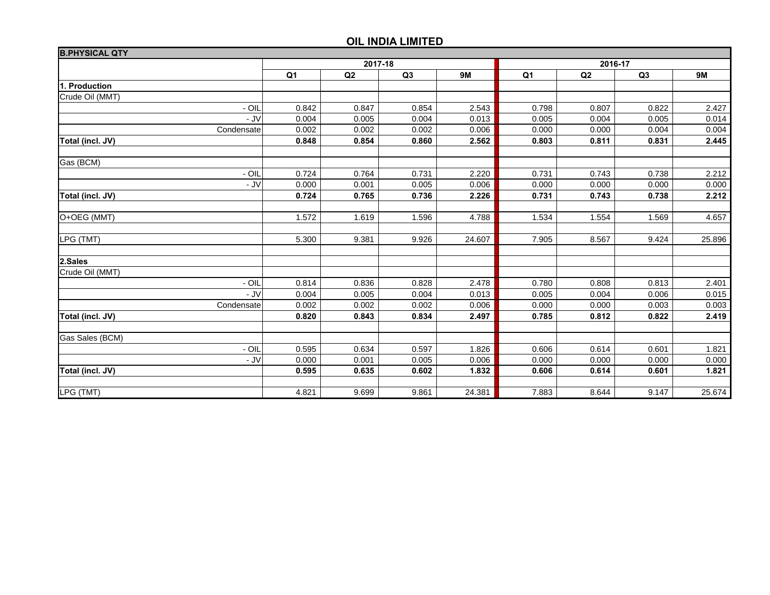# OIL INDIA LIMITED

| B.PHYSICAL QTY | | | | | | | | |
|---|---|---|---|---|---|---|---|---|
| | 2017-18 | | | | 2016-17 | | | |
| | **Q1** | **Q2** | **Q3** | **9M** | **Q1** | **Q2** | **Q3** | **9M** |
| **1. Production** | | | | | | | | |
| Crude Oil (MMT) | | | | | | | | |
| - OIL | 0.842 | 0.847 | 0.854 | 2.543 | 0.798 | 0.807 | 0.822 | 2.427 |
| - JV | 0.004 | 0.005 | 0.004 | 0.013 | 0.005 | 0.004 | 0.005 | 0.014 |
| Condensate | 0.002 | 0.002 | 0.002 | 0.006 | 0.000 | 0.000 | 0.004 | 0.004 |
| **Total (incl. JV)** | **0.848** | **0.854** | **0.860** | **2.562** | **0.803** | **0.811** | **0.831** | **2.445** |
| | | | | | | | | |
| Gas (BCM) | | | | | | | | |
| - OIL | 0.724 | 0.764 | 0.731 | 2.220 | 0.731 | 0.743 | 0.738 | 2.212 |
| - JV | 0.000 | 0.001 | 0.005 | 0.006 | 0.000 | 0.000 | 0.000 | 0.000 |
| **Total (incl. JV)** | **0.724** | **0.765** | **0.736** | **2.226** | **0.731** | **0.743** | **0.738** | **2.212** |
| | | | | | | | | |
| O+OEG (MMT) | 1.572 | 1.619 | 1.596 | 4.788 | 1.534 | 1.554 | 1.569 | 4.657 |
| | | | | | | | | |
| LPG (TMT) | 5.300 | 9.381 | 9.926 | 24.607 | 7.905 | 8.567 | 9.424 | 25.896 |
| | | | | | | | | |
| **2.Sales** | | | | | | | | |
| Crude Oil (MMT) | | | | | | | | |
| - OIL | 0.814 | 0.836 | 0.828 | 2.478 | 0.780 | 0.808 | 0.813 | 2.401 |
| - JV | 0.004 | 0.005 | 0.004 | 0.013 | 0.005 | 0.004 | 0.006 | 0.015 |
| Condensate | 0.002 | 0.002 | 0.002 | 0.006 | 0.000 | 0.000 | 0.003 | 0.003 |
| **Total (incl. JV)** | **0.820** | **0.843** | **0.834** | **2.497** | **0.785** | **0.812** | **0.822** | **2.419** |
| | | | | | | | | |
| Gas Sales (BCM) | | | | | | | | |
| - OIL | 0.595 | 0.634 | 0.597 | 1.826 | 0.606 | 0.614 | 0.601 | 1.821 |
| - JV | 0.000 | 0.001 | 0.005 | 0.006 | 0.000 | 0.000 | 0.000 | 0.000 |
| **Total (incl. JV)** | **0.595** | **0.635** | **0.602** | **1.832** | **0.606** | **0.614** | **0.601** | **1.821** |
| | | | | | | | | |
| LPG (TMT) | 4.821 | 9.699 | 9.861 | 24.381 | 7.883 | 8.644 | 9.147 | 25.674 |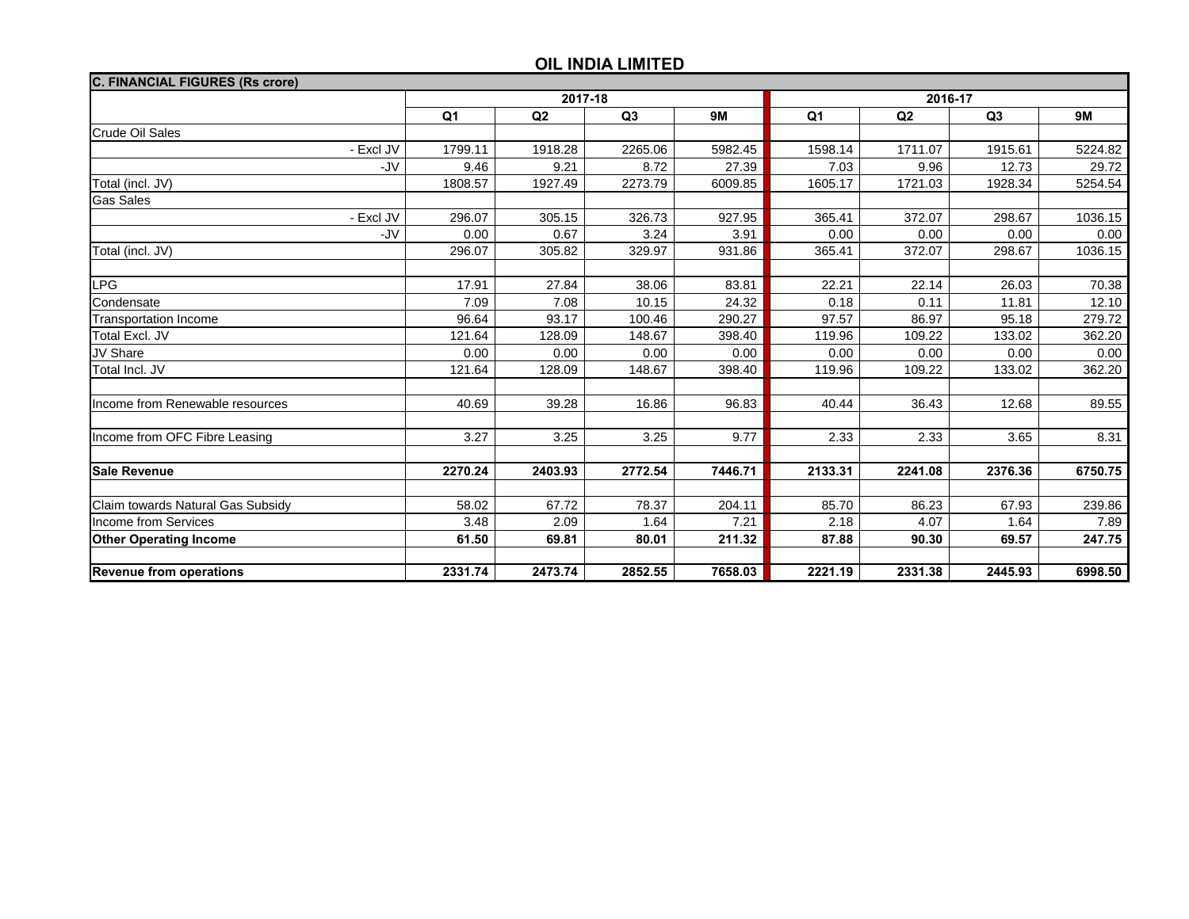# OIL INDIA LIMITED

| C. FINANCIAL FIGURES (Rs crore) | 2017-18 | | | | 2016-17 | | | |
|---|---|---|---|---|---|---|---|---|
| | Q1 | Q2 | Q3 | 9M | Q1 | Q2 | Q3 | 9M |
| Crude Oil Sales | | | | | | | | |
| - Excl JV | 1799.11 | 1918.28 | 2265.06 | 5982.45 | 1598.14 | 1711.07 | 1915.61 | 5224.82 |
| -JV | 9.46 | 9.21 | 8.72 | 27.39 | 7.03 | 9.96 | 12.73 | 29.72 |
| Total (incl. JV) | 1808.57 | 1927.49 | 2273.79 | 6009.85 | 1605.17 | 1721.03 | 1928.34 | 5254.54 |
| Gas Sales | | | | | | | | |
| - Excl JV | 296.07 | 305.15 | 326.73 | 927.95 | 365.41 | 372.07 | 298.67 | 1036.15 |
| -JV | 0.00 | 0.67 | 3.24 | 3.91 | 0.00 | 0.00 | 0.00 | 0.00 |
| Total (incl. JV) | 296.07 | 305.82 | 329.97 | 931.86 | 365.41 | 372.07 | 298.67 | 1036.15 |
| | | | | | | | | |
| LPG | 17.91 | 27.84 | 38.06 | 83.81 | 22.21 | 22.14 | 26.03 | 70.38 |
| Condensate | 7.09 | 7.08 | 10.15 | 24.32 | 0.18 | 0.11 | 11.81 | 12.10 |
| Transportation Income | 96.64 | 93.17 | 100.46 | 290.27 | 97.57 | 86.97 | 95.18 | 279.72 |
| Total Excl. JV | 121.64 | 128.09 | 148.67 | 398.40 | 119.96 | 109.22 | 133.02 | 362.20 |
| JV Share | 0.00 | 0.00 | 0.00 | 0.00 | 0.00 | 0.00 | 0.00 | 0.00 |
| Total Incl. JV | 121.64 | 128.09 | 148.67 | 398.40 | 119.96 | 109.22 | 133.02 | 362.20 |
| | | | | | | | | |
| Income from Renewable resources | 40.69 | 39.28 | 16.86 | 96.83 | 40.44 | 36.43 | 12.68 | 89.55 |
| | | | | | | | | |
| Income from OFC Fibre Leasing | 3.27 | 3.25 | 3.25 | 9.77 | 2.33 | 2.33 | 3.65 | 8.31 |
| | | | | | | | | |
| **Sale Revenue** | **2270.24** | **2403.93** | **2772.54** | **7446.71** | **2133.31** | **2241.08** | **2376.36** | **6750.75** |
| | | | | | | | | |
| Claim towards Natural Gas Subsidy | 58.02 | 67.72 | 78.37 | 204.11 | 85.70 | 86.23 | 67.93 | 239.86 |
| Income from Services | 3.48 | 2.09 | 1.64 | 7.21 | 2.18 | 4.07 | 1.64 | 7.89 |
| **Other Operating Income** | **61.50** | **69.81** | **80.01** | **211.32** | **87.88** | **90.30** | **69.57** | **247.75** |
| | | | | | | | | |
| **Revenue from operations** | **2331.74** | **2473.74** | **2852.55** | **7658.03** | **2221.19** | **2331.38** | **2445.93** | **6998.50** |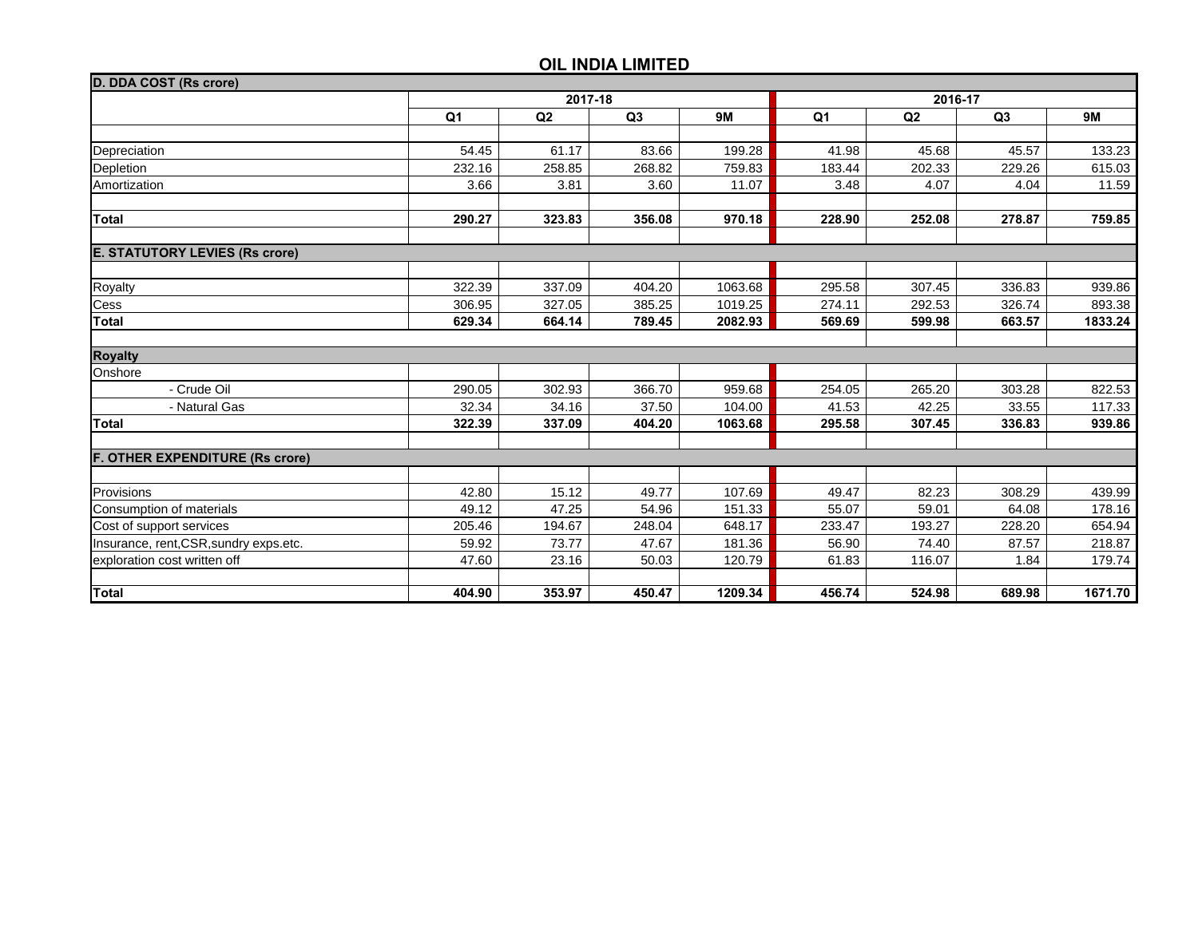## OIL INDIA LIMITED

| D. DDA COST (Rs crore) | 2017-18 | | | | 2016-17 | | | |
|---|---|---|---|---|---|---|---|---|
| | Q1 | Q2 | Q3 | 9M | Q1 | Q2 | Q3 | 9M |
| Depreciation | 54.45 | 61.17 | 83.66 | 199.28 | 41.98 | 45.68 | 45.57 | 133.23 |
| Depletion | 232.16 | 258.85 | 268.82 | 759.83 | 183.44 | 202.33 | 229.26 | 615.03 |
| Amortization | 3.66 | 3.81 | 3.60 | 11.07 | 3.48 | 4.07 | 4.04 | 11.59 |
| **Total** | **290.27** | **323.83** | **356.08** | **970.18** | **228.90** | **252.08** | **278.87** | **759.85** |
| **E. STATUTORY LEVIES (Rs crore)** | | | | | | | | |
| Royalty | 322.39 | 337.09 | 404.20 | 1063.68 | 295.58 | 307.45 | 336.83 | 939.86 |
| Cess | 306.95 | 327.05 | 385.25 | 1019.25 | 274.11 | 292.53 | 326.74 | 893.38 |
| **Total** | **629.34** | **664.14** | **789.45** | **2082.93** | **569.69** | **599.98** | **663.57** | **1833.24** |
| **Royalty** | | | | | | | | |
| Onshore | | | | | | | | |
| - Crude Oil | 290.05 | 302.93 | 366.70 | 959.68 | 254.05 | 265.20 | 303.28 | 822.53 |
| - Natural Gas | 32.34 | 34.16 | 37.50 | 104.00 | 41.53 | 42.25 | 33.55 | 117.33 |
| **Total** | **322.39** | **337.09** | **404.20** | **1063.68** | **295.58** | **307.45** | **336.83** | **939.86** |
| **F. OTHER EXPENDITURE (Rs crore)** | | | | | | | | |
| Provisions | 42.80 | 15.12 | 49.77 | 107.69 | 49.47 | 82.23 | 308.29 | 439.99 |
| Consumption of materials | 49.12 | 47.25 | 54.96 | 151.33 | 55.07 | 59.01 | 64.08 | 178.16 |
| Cost of support services | 205.46 | 194.67 | 248.04 | 648.17 | 233.47 | 193.27 | 228.20 | 654.94 |
| Insurance, rent,CSR,sundry exps.etc. | 59.92 | 73.77 | 47.67 | 181.36 | 56.90 | 74.40 | 87.57 | 218.87 |
| exploration cost written off | 47.60 | 23.16 | 50.03 | 120.79 | 61.83 | 116.07 | 1.84 | 179.74 |
| **Total** | **404.90** | **353.97** | **450.47** | **1209.34** | **456.74** | **524.98** | **689.98** | **1671.70** |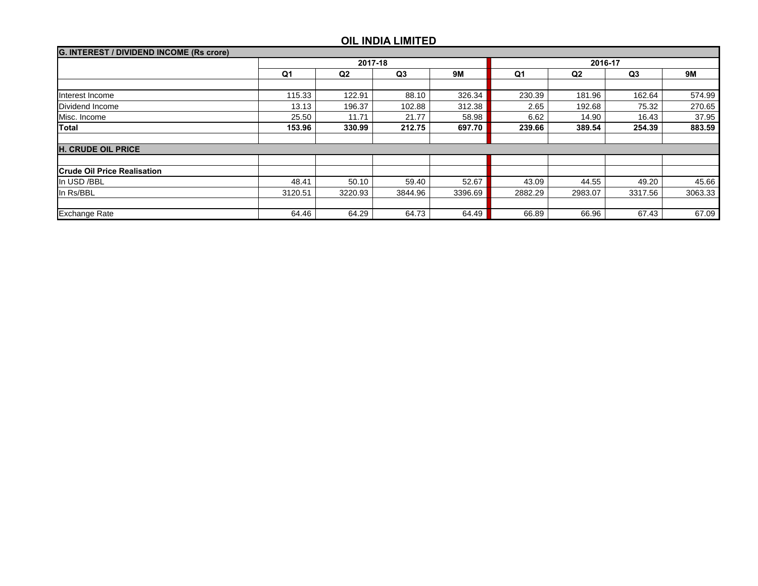# OIL INDIA LIMITED

| G. INTEREST / DIVIDEND INCOME (Rs crore) | 2017-18 | | | | 2016-17 | | | |
|---|---|---|---|---|---|---|---|---|
| | Q1 | Q2 | Q3 | 9M | Q1 | Q2 | Q3 | 9M |
| | | | | | | | | |
| Interest Income | 115.33 | 122.91 | 88.10 | 326.34 | 230.39 | 181.96 | 162.64 | 574.99 |
| Dividend Income | 13.13 | 196.37 | 102.88 | 312.38 | 2.65 | 192.68 | 75.32 | 270.65 |
| Misc. Income | 25.50 | 11.71 | 21.77 | 58.98 | 6.62 | 14.90 | 16.43 | 37.95 |
| **Total** | **153.96** | **330.99** | **212.75** | **697.70** | **239.66** | **389.54** | **254.39** | **883.59** |
| | | | | | | | | |
| **H. CRUDE OIL PRICE** | | | | | | | | |
| | | | | | | | | |
| **Crude Oil Price Realisation** | | | | | | | | |
| In USD /BBL | 48.41 | 50.10 | 59.40 | 52.67 | 43.09 | 44.55 | 49.20 | 45.66 |
| In Rs/BBL | 3120.51 | 3220.93 | 3844.96 | 3396.69 | 2882.29 | 2983.07 | 3317.56 | 3063.33 |
| | | | | | | | | |
| Exchange Rate | 64.46 | 64.29 | 64.73 | 64.49 | 66.89 | 66.96 | 67.43 | 67.09 |